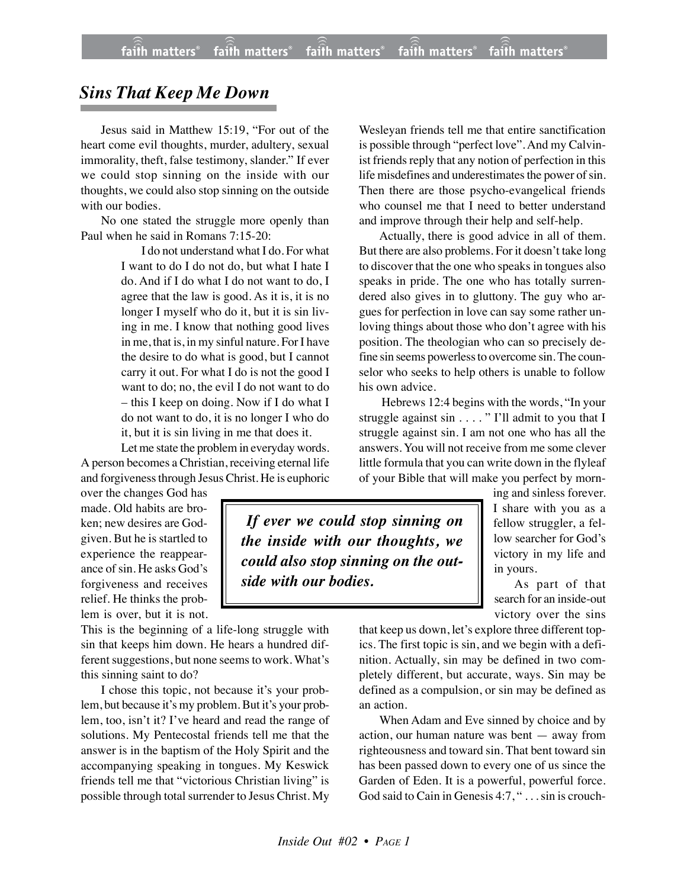## *Sins That Keep Me Down*

Jesus said in Matthew 15:19, "For out of the heart come evil thoughts, murder, adultery, sexual immorality, theft, false testimony, slander." If ever we could stop sinning on the inside with our thoughts, we could also stop sinning on the outside with our bodies.

No one stated the struggle more openly than Paul when he said in Romans 7:15-20:

> I do not understand what I do. For what I want to do I do not do, but what I hate I do. And if I do what I do not want to do, I agree that the law is good. As it is, it is no longer I myself who do it, but it is sin living in me. I know that nothing good lives in me, that is, in my sinful nature. For I have the desire to do what is good, but I cannot carry it out. For what I do is not the good I want to do; no, the evil I do not want to do – this I keep on doing. Now if I do what I do not want to do, it is no longer I who do it, but it is sin living in me that does it.

Let me state the problem in everyday words. A person becomes a Christian, receiving eternal life and forgiveness through Jesus Christ. He is euphoric over the changes God has made. Old habits are broken; new desires are God-given. But he is startled to experience the reappearance of sin. He asks God's forgiveness and receives relief. He thinks the problem is over, but it is not. This is the beginning of a life-long struggle with sin that keeps him down. He hears a hundred different suggestions, but none seems to work. What's this sinning saint to do?

I chose this topic, not because it's your problem, but because it's my problem. But it's your problem, too, isn't it? I've heard and read the range of solutions. My Pentecostal friends tell me that the answer is in the baptism of the Holy Spirit and the accompanying speaking in tongues. My Keswick friends tell me that "victorious Christian living" is possible through total surrender to Jesus Christ. My Wesleyan friends tell me that entire sanctification is possible through "perfect love". And my Calvinist friends reply that any notion of perfection in this life misdefines and underestimates the power of sin. Then there are those psycho-evangelical friends who counsel me that I need to better understand and improve through their help and self-help.

Actually, there is good advice in all of them. But there are also problems. For it doesn't take long to discover that the one who speaks in tongues also speaks in pride. The one who has totally surrendered also gives in to gluttony. The guy who argues for perfection in love can say some rather unloving things about those who don't agree with his position. The theologian who can so precisely define sin seems powerless to overcome sin. The counselor who seeks to help others is unable to follow his own advice.

Hebrews 12:4 begins with the words, "In your struggle against sin . . . . " I'll admit to you that I struggle against sin. I am not one who has all the answers. You will not receive from me some clever little formula that you can write down in the flyleaf of your Bible that will make you perfect by morning and sinless forever. I share with you as a fellow struggler, a fellow searcher for God's victory in my life and in yours.

> ***If ever we could stop sinning on the inside with our thoughts, we could also stop sinning on the outside with our bodies.***

As part of that search for an inside-out victory over the sins that keep us down, let's explore three different topics. The first topic is sin, and we begin with a definition. Actually, sin may be defined in two completely different, but accurate, ways. Sin may be defined as a compulsion, or sin may be defined as an action.

When Adam and Eve sinned by choice and by action, our human nature was bent — away from righteousness and toward sin. That bent toward sin has been passed down to every one of us since the Garden of Eden. It is a powerful, powerful force. God said to Cain in Genesis 4:7, " . . . sin is crouch-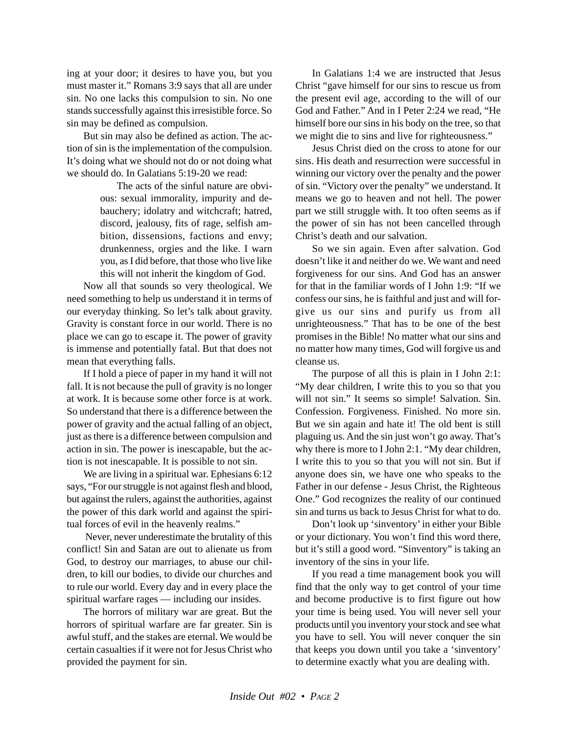ing at your door; it desires to have you, but you must master it." Romans 3:9 says that all are under sin. No one lacks this compulsion to sin. No one stands successfully against this irresistible force. So sin may be defined as compulsion.

But sin may also be defined as action. The action of sin is the implementation of the compulsion. It's doing what we should not do or not doing what we should do. In Galatians 5:19-20 we read:

> The acts of the sinful nature are obvious: sexual immorality, impurity and debauchery; idolatry and witchcraft; hatred, discord, jealousy, fits of rage, selfish ambition, dissensions, factions and envy; drunkenness, orgies and the like. I warn you, as I did before, that those who live like this will not inherit the kingdom of God.

Now all that sounds so very theological. We need something to help us understand it in terms of our everyday thinking. So let's talk about gravity. Gravity is constant force in our world. There is no place we can go to escape it. The power of gravity is immense and potentially fatal. But that does not mean that everything falls.

If I hold a piece of paper in my hand it will not fall. It is not because the pull of gravity is no longer at work. It is because some other force is at work. So understand that there is a difference between the power of gravity and the actual falling of an object, just as there is a difference between compulsion and action in sin. The power is inescapable, but the action is not inescapable. It is possible to not sin.

We are living in a spiritual war. Ephesians 6:12 says, "For our struggle is not against flesh and blood, but against the rulers, against the authorities, against the power of this dark world and against the spiritual forces of evil in the heavenly realms."

Never, never underestimate the brutality of this conflict! Sin and Satan are out to alienate us from God, to destroy our marriages, to abuse our children, to kill our bodies, to divide our churches and to rule our world. Every day and in every place the spiritual warfare rages — including our insides.

The horrors of military war are great. But the horrors of spiritual warfare are far greater. Sin is awful stuff, and the stakes are eternal. We would be certain casualties if it were not for Jesus Christ who provided the payment for sin.

In Galatians 1:4 we are instructed that Jesus Christ "gave himself for our sins to rescue us from the present evil age, according to the will of our God and Father." And in I Peter 2:24 we read, "He himself bore our sins in his body on the tree, so that we might die to sins and live for righteousness."

Jesus Christ died on the cross to atone for our sins. His death and resurrection were successful in winning our victory over the penalty and the power of sin. "Victory over the penalty" we understand. It means we go to heaven and not hell. The power part we still struggle with. It too often seems as if the power of sin has not been cancelled through Christ's death and our salvation.

So we sin again. Even after salvation. God doesn't like it and neither do we. We want and need forgiveness for our sins. And God has an answer for that in the familiar words of I John 1:9: "If we confess our sins, he is faithful and just and will forgive us our sins and purify us from all unrighteousness." That has to be one of the best promises in the Bible! No matter what our sins and no matter how many times, God will forgive us and cleanse us.

The purpose of all this is plain in I John 2:1: "My dear children, I write this to you so that you will not sin." It seems so simple! Salvation. Sin. Confession. Forgiveness. Finished. No more sin. But we sin again and hate it! The old bent is still plaguing us. And the sin just won't go away. That's why there is more to I John 2:1. "My dear children, I write this to you so that you will not sin. But if anyone does sin, we have one who speaks to the Father in our defense - Jesus Christ, the Righteous One." God recognizes the reality of our continued sin and turns us back to Jesus Christ for what to do.

Don't look up 'sinventory' in either your Bible or your dictionary. You won't find this word there, but it's still a good word. "Sinventory" is taking an inventory of the sins in your life.

If you read a time management book you will find that the only way to get control of your time and become productive is to first figure out how your time is being used. You will never sell your products until you inventory your stock and see what you have to sell. You will never conquer the sin that keeps you down until you take a 'sinventory' to determine exactly what you are dealing with.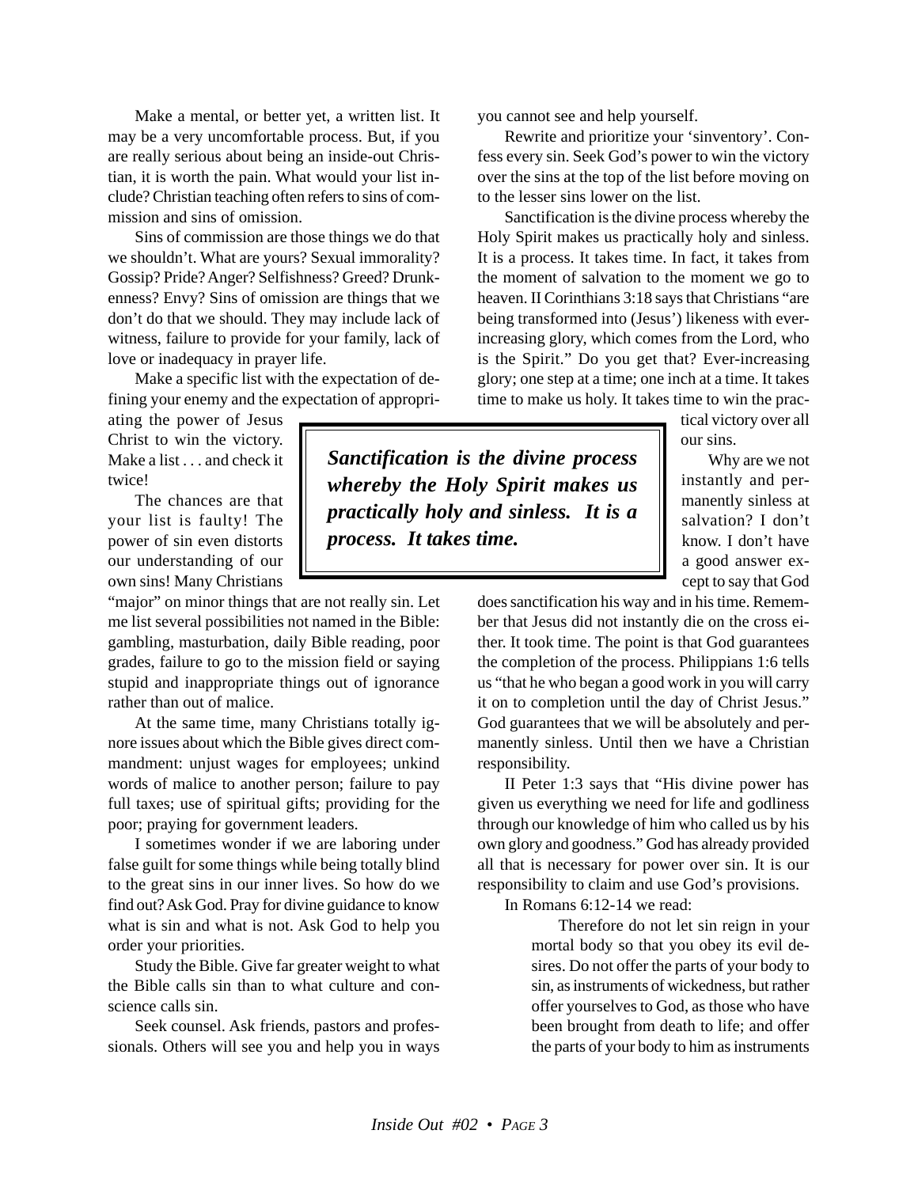Make a mental, or better yet, a written list. It may be a very uncomfortable process. But, if you are really serious about being an inside-out Christian, it is worth the pain. What would your list include? Christian teaching often refers to sins of commission and sins of omission.

Sins of commission are those things we do that we shouldn't. What are yours? Sexual immorality? Gossip? Pride? Anger? Selfishness? Greed? Drunkenness? Envy? Sins of omission are things that we don't do that we should. They may include lack of witness, failure to provide for your family, lack of love or inadequacy in prayer life.

Make a specific list with the expectation of defining your enemy and the expectation of appropriating the power of Jesus Christ to win the victory. Make a list . . . and check it twice!

The chances are that your list is faulty! The power of sin even distorts our understanding of our own sins! Many Christians "major" on minor things that are not really sin. Let me list several possibilities not named in the Bible: gambling, masturbation, daily Bible reading, poor grades, failure to go to the mission field or saying stupid and inappropriate things out of ignorance rather than out of malice.

At the same time, many Christians totally ignore issues about which the Bible gives direct commandment: unjust wages for employees; unkind words of malice to another person; failure to pay full taxes; use of spiritual gifts; providing for the poor; praying for government leaders.

I sometimes wonder if we are laboring under false guilt for some things while being totally blind to the great sins in our inner lives. So how do we find out? Ask God. Pray for divine guidance to know what is sin and what is not. Ask God to help you order your priorities.

Study the Bible. Give far greater weight to what the Bible calls sin than to what culture and conscience calls sin.

Seek counsel. Ask friends, pastors and professionals. Others will see you and help you in ways you cannot see and help yourself.

Rewrite and prioritize your 'sinventory'. Confess every sin. Seek God's power to win the victory over the sins at the top of the list before moving on to the lesser sins lower on the list.

Sanctification is the divine process whereby the Holy Spirit makes us practically holy and sinless. It is a process. It takes time. In fact, it takes from the moment of salvation to the moment we go to heaven. II Corinthians 3:18 says that Christians "are being transformed into (Jesus') likeness with ever-increasing glory, which comes from the Lord, who is the Spirit." Do you get that? Ever-increasing glory; one step at a time; one inch at a time. It takes time to make us holy. It takes time to win the practical victory over all our sins.

> ***Sanctification is the divine process whereby the Holy Spirit makes us practically holy and sinless. It is a process. It takes time.***

Why are we not instantly and permanently sinless at salvation? I don't know. I don't have a good answer except to say that God does sanctification his way and in his time. Remember that Jesus did not instantly die on the cross either. It took time. The point is that God guarantees the completion of the process. Philippians 1:6 tells us "that he who began a good work in you will carry it on to completion until the day of Christ Jesus." God guarantees that we will be absolutely and permanently sinless. Until then we have a Christian responsibility.

II Peter 1:3 says that "His divine power has given us everything we need for life and godliness through our knowledge of him who called us by his own glory and goodness." God has already provided all that is necessary for power over sin. It is our responsibility to claim and use God's provisions.

In Romans 6:12-14 we read:

> Therefore do not let sin reign in your mortal body so that you obey its evil desires. Do not offer the parts of your body to sin, as instruments of wickedness, but rather offer yourselves to God, as those who have been brought from death to life; and offer the parts of your body to him as instruments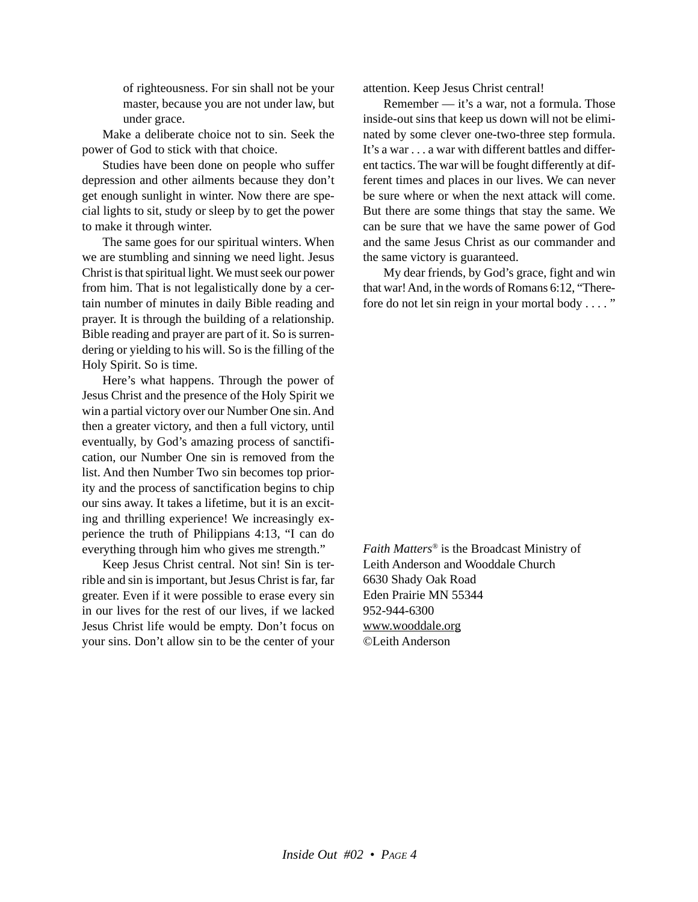> of righteousness. For sin shall not be your master, because you are not under law, but under grace.

Make a deliberate choice not to sin. Seek the power of God to stick with that choice.

Studies have been done on people who suffer depression and other ailments because they don't get enough sunlight in winter. Now there are special lights to sit, study or sleep by to get the power to make it through winter.

The same goes for our spiritual winters. When we are stumbling and sinning we need light. Jesus Christ is that spiritual light. We must seek our power from him. That is not legalistically done by a certain number of minutes in daily Bible reading and prayer. It is through the building of a relationship. Bible reading and prayer are part of it. So is surrendering or yielding to his will. So is the filling of the Holy Spirit. So is time.

Here's what happens. Through the power of Jesus Christ and the presence of the Holy Spirit we win a partial victory over our Number One sin. And then a greater victory, and then a full victory, until eventually, by God's amazing process of sanctification, our Number One sin is removed from the list. And then Number Two sin becomes top priority and the process of sanctification begins to chip our sins away. It takes a lifetime, but it is an exciting and thrilling experience! We increasingly experience the truth of Philippians 4:13, "I can do everything through him who gives me strength."

Keep Jesus Christ central. Not sin! Sin is terrible and sin is important, but Jesus Christ is far, far greater. Even if it were possible to erase every sin in our lives for the rest of our lives, if we lacked Jesus Christ life would be empty. Don't focus on your sins. Don't allow sin to be the center of your attention. Keep Jesus Christ central!

Remember — it's a war, not a formula. Those inside-out sins that keep us down will not be eliminated by some clever one-two-three step formula. It's a war . . . a war with different battles and different tactics. The war will be fought differently at different times and places in our lives. We can never be sure where or when the next attack will come. But there are some things that stay the same. We can be sure that we have the same power of God and the same Jesus Christ as our commander and the same victory is guaranteed.

My dear friends, by God's grace, fight and win that war! And, in the words of Romans 6:12, "Therefore do not let sin reign in your mortal body . . . . "

*Faith Matters*® is the Broadcast Ministry of
Leith Anderson and Wooddale Church
6630 Shady Oak Road
Eden Prairie MN 55344
952-944-6300
www.wooddale.org
©Leith Anderson